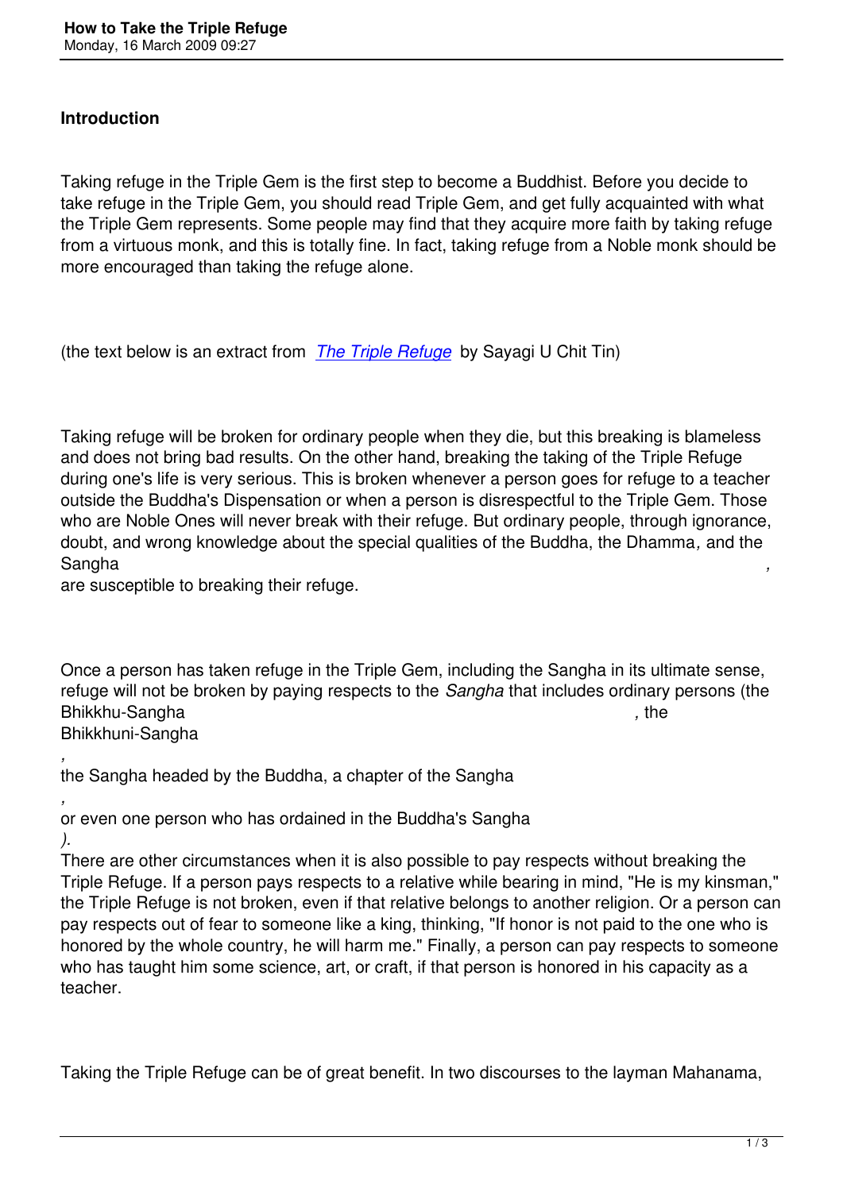## Introduction

Taking refuge in the Triple Gem is the first step to become a Buddhist. Before you decide to take refuge in the Triple Gem, you should read Triple Gem, and get fully acquainted with what the Triple Gem represents. Some people may find that they acquire more faith by taking refuge from a virtuous monk, and this is totally fine. In fact, taking refuge from a Noble monk should be more encouraged than taking the refuge alone.

(the text below is an extract from *The Triple Refuge* by Sayagi U Chit Tin)

Taking refuge will be broken for ordinary people when they die, but this breaking is blameless and does not bring bad results. On the other hand, breaking the taking of the Triple Refuge during one's life is very serious. This is broken whenever a person goes for refuge to a teacher outside the Buddha's Dispensation or when a person is disrespectful to the Triple Gem. Those who are Noble Ones will never break with their refuge. But ordinary people, through ignorance, doubt, and wrong knowledge about the special qualities of the Buddha, the Dhamma*,* and the Sangha*,* are susceptible to breaking their refuge.

Once a person has taken refuge in the Triple Gem, including the Sangha in its ultimate sense, refuge will not be broken by paying respects to the *Sangha* that includes ordinary persons (the Bhikkhu-Sangha*,* the Bhikkhuni-Sangha*,* the Sangha headed by the Buddha, a chapter of the Sangha*,* or even one person who has ordained in the Buddha's Sangha*).* There are other circumstances when it is also possible to pay respects without breaking the Triple Refuge. If a person pays respects to a relative while bearing in mind, "He is my kinsman," the Triple Refuge is not broken, even if that relative belongs to another religion. Or a person can pay respects out of fear to someone like a king, thinking, "If honor is not paid to the one who is honored by the whole country, he will harm me." Finally, a person can pay respects to someone who has taught him some science, art, or craft, if that person is honored in his capacity as a teacher.

Taking the Triple Refuge can be of great benefit. In two discourses to the layman Mahanama,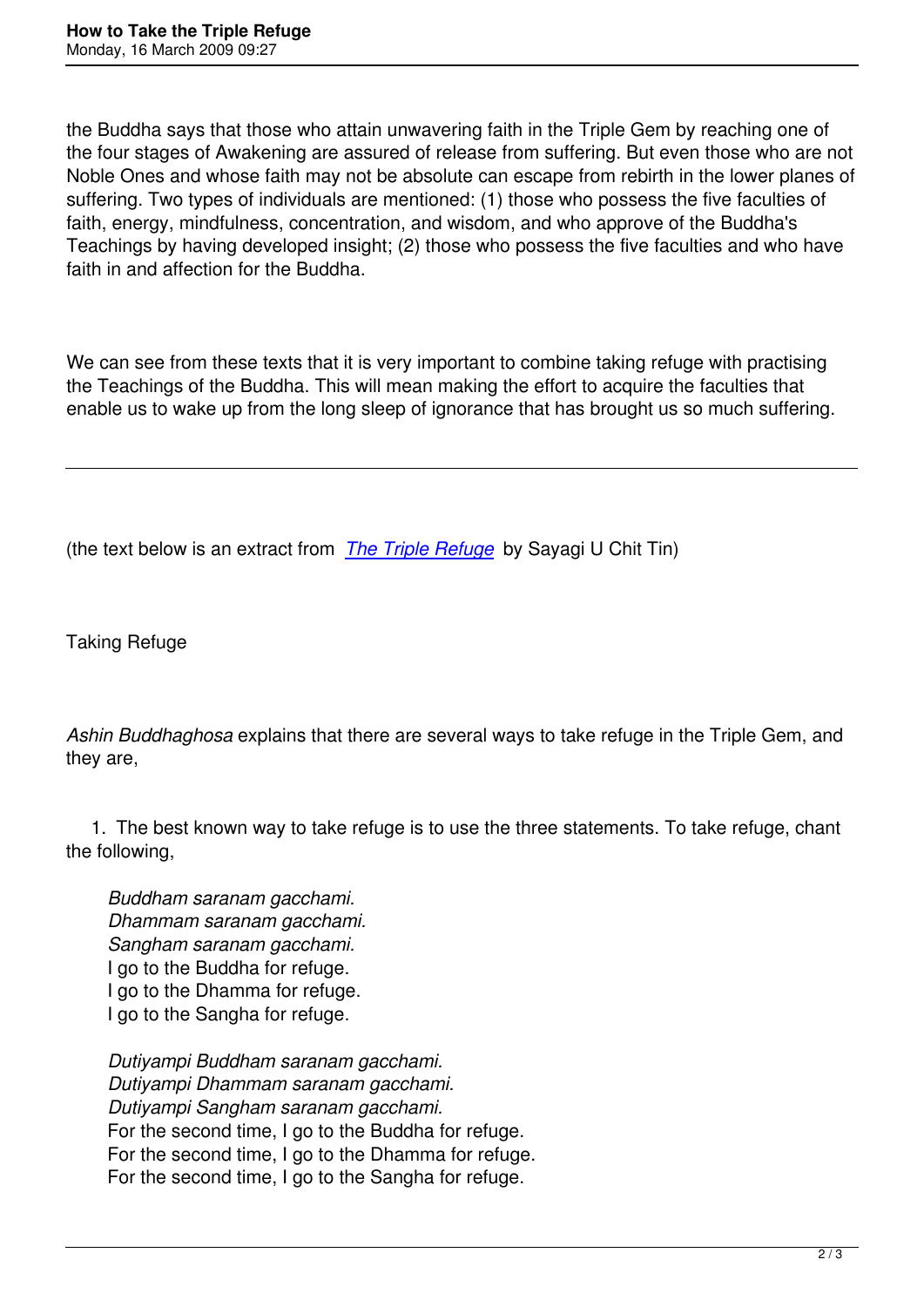the Buddha says that those who attain unwavering faith in the Triple Gem by reaching one of the four stages of Awakening are assured of release from suffering. But even those who are not Noble Ones and whose faith may not be absolute can escape from rebirth in the lower planes of suffering. Two types of individuals are mentioned: (1) those who possess the five faculties of faith, energy, mindfulness, concentration, and wisdom, and who approve of the Buddha's Teachings by having developed insight; (2) those who possess the five faculties and who have faith in and affection for the Buddha.

We can see from these texts that it is very important to combine taking refuge with practising the Teachings of the Buddha. This will mean making the effort to acquire the faculties that enable us to wake up from the long sleep of ignorance that has brought us so much suffering.

---

(the text below is an extract from *The Triple Refuge* by Sayagi U Chit Tin)

Taking Refuge

*Ashin Buddhaghosa* explains that there are several ways to take refuge in the Triple Gem, and they are,

1. The best known way to take refuge is to use the three statements. To take refuge, chant the following,

   *Buddham saranam gacchami.*
   *Dhammam saranam gacchami.*
   *Sangham saranam gacchami.*
   I go to the Buddha for refuge.
   I go to the Dhamma for refuge.
   I go to the Sangha for refuge.

   *Dutiyampi Buddham saranam gacchami.*
   *Dutiyampi Dhammam saranam gacchami.*
   *Dutiyampi Sangham saranam gacchami.*
   For the second time, I go to the Buddha for refuge.
   For the second time, I go to the Dhamma for refuge.
   For the second time, I go to the Sangha for refuge.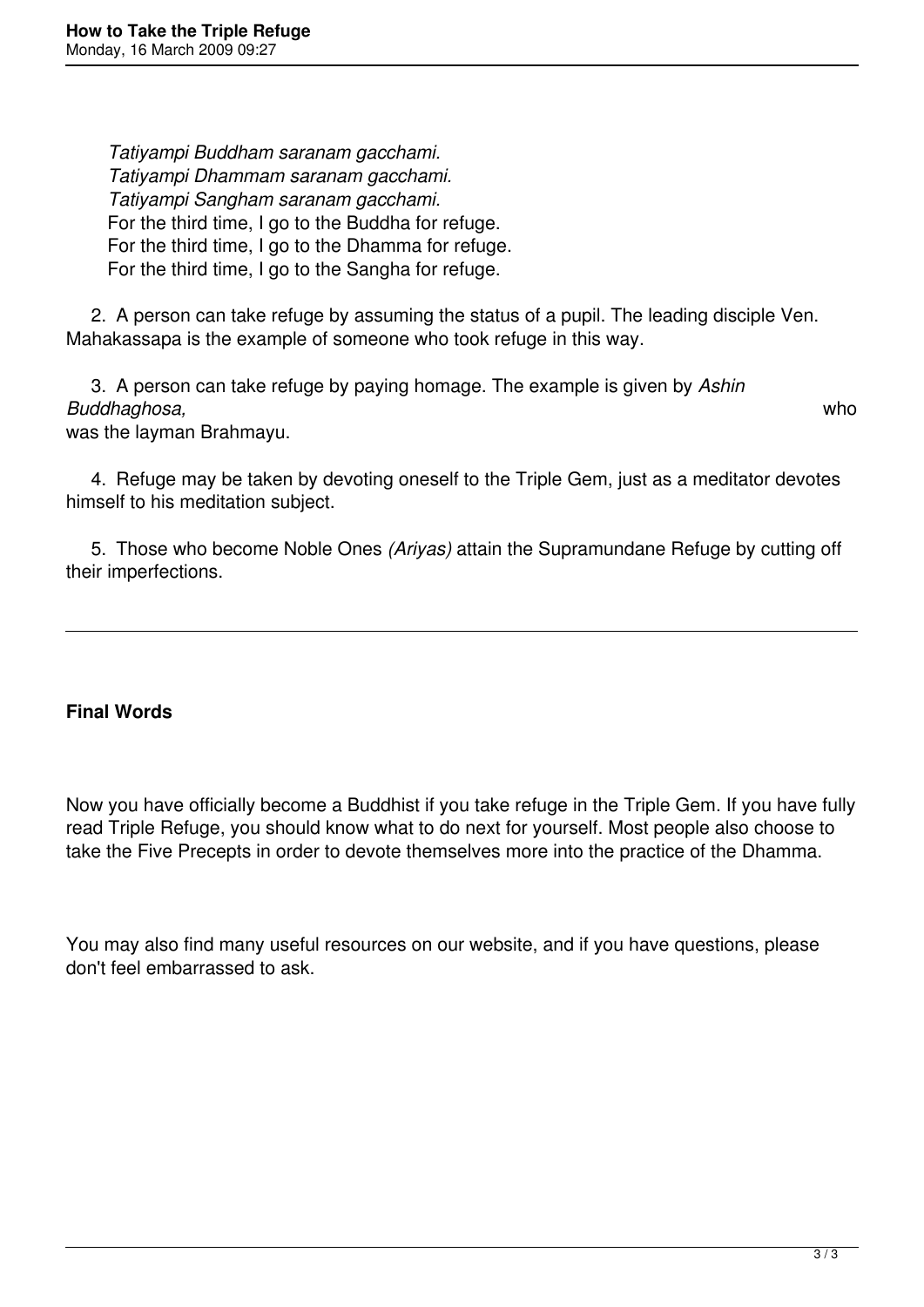*Tatiyampi Buddham saranam gacchami.*
*Tatiyampi Dhammam saranam gacchami.*
*Tatiyampi Sangham saranam gacchami.*
For the third time, I go to the Buddha for refuge.
For the third time, I go to the Dhamma for refuge.
For the third time, I go to the Sangha for refuge.

2. A person can take refuge by assuming the status of a pupil. The leading disciple Ven. Mahakassapa is the example of someone who took refuge in this way.

3. A person can take refuge by paying homage. The example is given by *Ashin Buddhaghosa,* who was the layman Brahmayu.

4. Refuge may be taken by devoting oneself to the Triple Gem, just as a meditator devotes himself to his meditation subject.

5. Those who become Noble Ones *(Ariyas)* attain the Supramundane Refuge by cutting off their imperfections.

---

**Final Words**

Now you have officially become a Buddhist if you take refuge in the Triple Gem. If you have fully read Triple Refuge, you should know what to do next for yourself. Most people also choose to take the Five Precepts in order to devote themselves more into the practice of the Dhamma.

You may also find many useful resources on our website, and if you have questions, please don't feel embarrassed to ask.